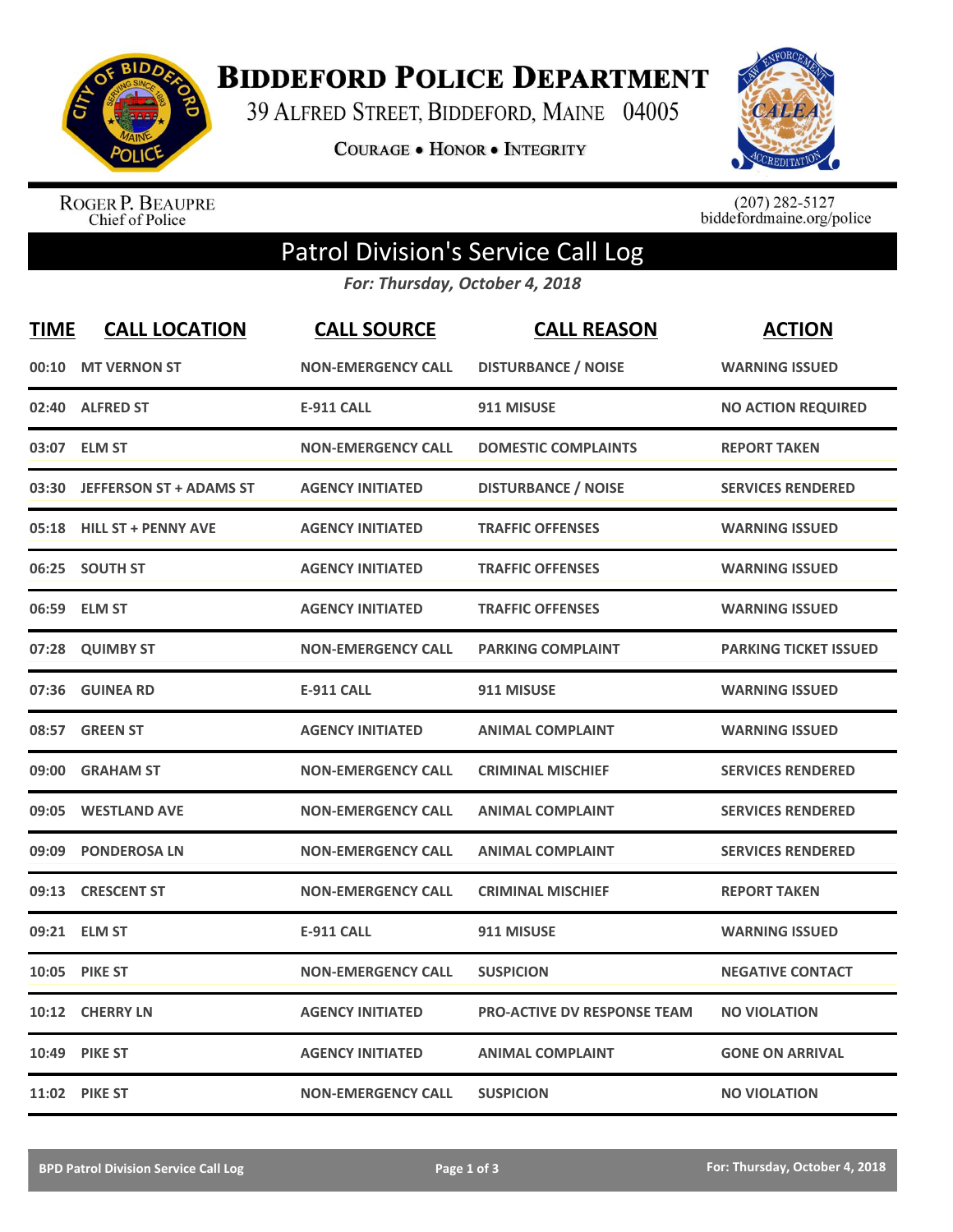# Biddeford Police Department

39 Alfred Street, Biddeford, Maine 04005

Courage • Honor • Integrity

Roger P. Beaupre
Chief of Police

(207) 282-5127
biddefordmaine.org/police

## Patrol Division's Service Call Log

*For: Thursday, October 4, 2018*

| TIME | CALL LOCATION | CALL SOURCE | CALL REASON | ACTION |
|---|---|---|---|---|
| 00:10 | MT VERNON ST | NON-EMERGENCY CALL | DISTURBANCE / NOISE | WARNING ISSUED |
| 02:40 | ALFRED ST | E-911 CALL | 911 MISUSE | NO ACTION REQUIRED |
| 03:07 | ELM ST | NON-EMERGENCY CALL | DOMESTIC COMPLAINTS | REPORT TAKEN |
| 03:30 | JEFFERSON ST + ADAMS ST | AGENCY INITIATED | DISTURBANCE / NOISE | SERVICES RENDERED |
| 05:18 | HILL ST + PENNY AVE | AGENCY INITIATED | TRAFFIC OFFENSES | WARNING ISSUED |
| 06:25 | SOUTH ST | AGENCY INITIATED | TRAFFIC OFFENSES | WARNING ISSUED |
| 06:59 | ELM ST | AGENCY INITIATED | TRAFFIC OFFENSES | WARNING ISSUED |
| 07:28 | QUIMBY ST | NON-EMERGENCY CALL | PARKING COMPLAINT | PARKING TICKET ISSUED |
| 07:36 | GUINEA RD | E-911 CALL | 911 MISUSE | WARNING ISSUED |
| 08:57 | GREEN ST | AGENCY INITIATED | ANIMAL COMPLAINT | WARNING ISSUED |
| 09:00 | GRAHAM ST | NON-EMERGENCY CALL | CRIMINAL MISCHIEF | SERVICES RENDERED |
| 09:05 | WESTLAND AVE | NON-EMERGENCY CALL | ANIMAL COMPLAINT | SERVICES RENDERED |
| 09:09 | PONDEROSA LN | NON-EMERGENCY CALL | ANIMAL COMPLAINT | SERVICES RENDERED |
| 09:13 | CRESCENT ST | NON-EMERGENCY CALL | CRIMINAL MISCHIEF | REPORT TAKEN |
| 09:21 | ELM ST | E-911 CALL | 911 MISUSE | WARNING ISSUED |
| 10:05 | PIKE ST | NON-EMERGENCY CALL | SUSPICION | NEGATIVE CONTACT |
| 10:12 | CHERRY LN | AGENCY INITIATED | PRO-ACTIVE DV RESPONSE TEAM | NO VIOLATION |
| 10:49 | PIKE ST | AGENCY INITIATED | ANIMAL COMPLAINT | GONE ON ARRIVAL |
| 11:02 | PIKE ST | NON-EMERGENCY CALL | SUSPICION | NO VIOLATION |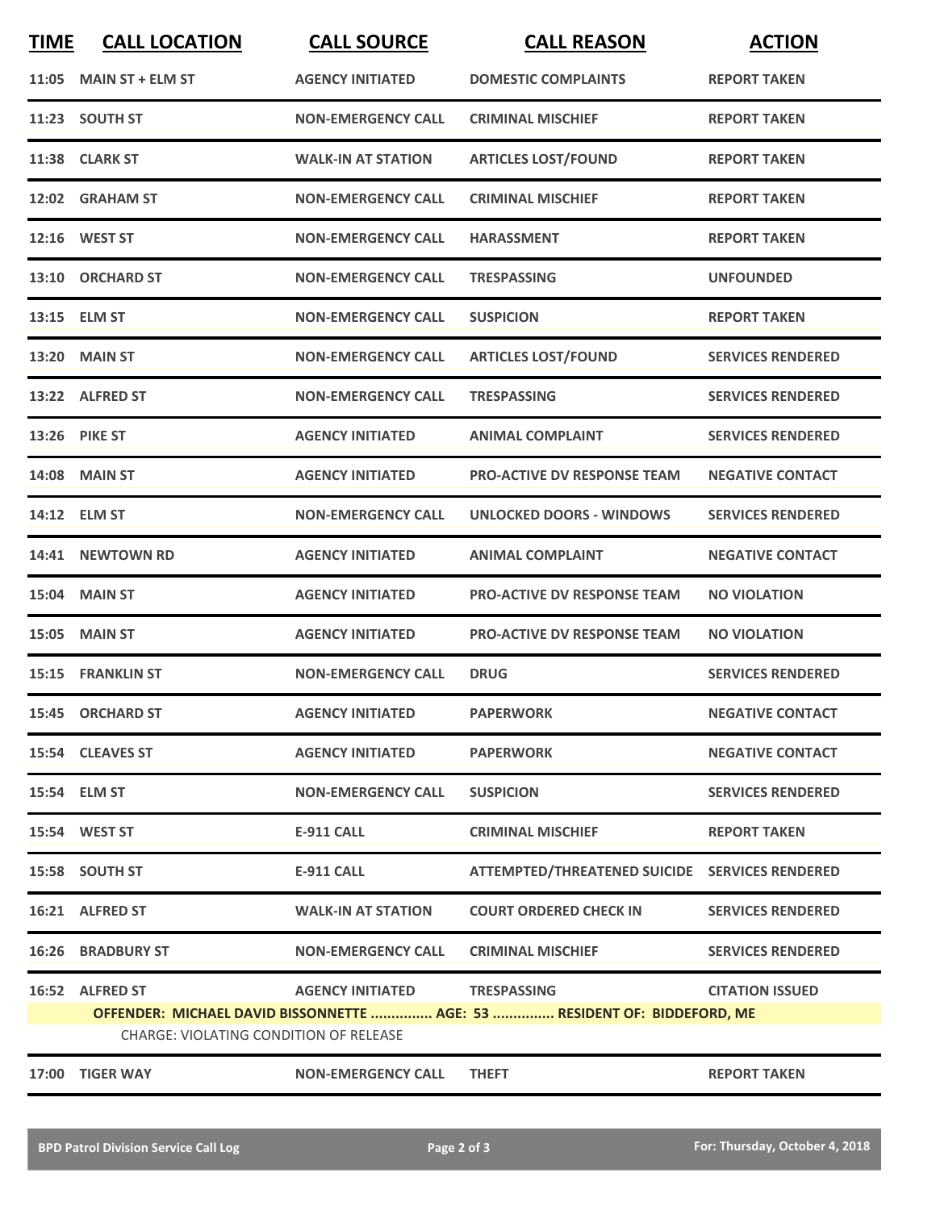| TIME | CALL LOCATION | CALL SOURCE | CALL REASON | ACTION |
|---|---|---|---|---|
| 11:05 | MAIN ST + ELM ST | AGENCY INITIATED | DOMESTIC COMPLAINTS | REPORT TAKEN |
| 11:23 | SOUTH ST | NON-EMERGENCY CALL | CRIMINAL MISCHIEF | REPORT TAKEN |
| 11:38 | CLARK ST | WALK-IN AT STATION | ARTICLES LOST/FOUND | REPORT TAKEN |
| 12:02 | GRAHAM ST | NON-EMERGENCY CALL | CRIMINAL MISCHIEF | REPORT TAKEN |
| 12:16 | WEST ST | NON-EMERGENCY CALL | HARASSMENT | REPORT TAKEN |
| 13:10 | ORCHARD ST | NON-EMERGENCY CALL | TRESPASSING | UNFOUNDED |
| 13:15 | ELM ST | NON-EMERGENCY CALL | SUSPICION | REPORT TAKEN |
| 13:20 | MAIN ST | NON-EMERGENCY CALL | ARTICLES LOST/FOUND | SERVICES RENDERED |
| 13:22 | ALFRED ST | NON-EMERGENCY CALL | TRESPASSING | SERVICES RENDERED |
| 13:26 | PIKE ST | AGENCY INITIATED | ANIMAL COMPLAINT | SERVICES RENDERED |
| 14:08 | MAIN ST | AGENCY INITIATED | PRO-ACTIVE DV RESPONSE TEAM | NEGATIVE CONTACT |
| 14:12 | ELM ST | NON-EMERGENCY CALL | UNLOCKED DOORS - WINDOWS | SERVICES RENDERED |
| 14:41 | NEWTOWN RD | AGENCY INITIATED | ANIMAL COMPLAINT | NEGATIVE CONTACT |
| 15:04 | MAIN ST | AGENCY INITIATED | PRO-ACTIVE DV RESPONSE TEAM | NO VIOLATION |
| 15:05 | MAIN ST | AGENCY INITIATED | PRO-ACTIVE DV RESPONSE TEAM | NO VIOLATION |
| 15:15 | FRANKLIN ST | NON-EMERGENCY CALL | DRUG | SERVICES RENDERED |
| 15:45 | ORCHARD ST | AGENCY INITIATED | PAPERWORK | NEGATIVE CONTACT |
| 15:54 | CLEAVES ST | AGENCY INITIATED | PAPERWORK | NEGATIVE CONTACT |
| 15:54 | ELM ST | NON-EMERGENCY CALL | SUSPICION | SERVICES RENDERED |
| 15:54 | WEST ST | E-911 CALL | CRIMINAL MISCHIEF | REPORT TAKEN |
| 15:58 | SOUTH ST | E-911 CALL | ATTEMPTED/THREATENED SUICIDE | SERVICES RENDERED |
| 16:21 | ALFRED ST | WALK-IN AT STATION | COURT ORDERED CHECK IN | SERVICES RENDERED |
| 16:26 | BRADBURY ST | NON-EMERGENCY CALL | CRIMINAL MISCHIEF | SERVICES RENDERED |
| 16:52 | ALFRED ST | AGENCY INITIATED | TRESPASSING | CITATION ISSUED |
| OFFENDER: MICHAEL DAVID BISSONNETTE ............... AGE: 53 ............... RESIDENT OF: BIDDEFORD, ME | | | | |
| CHARGE: VIOLATING CONDITION OF RELEASE | | | | |
| 17:00 | TIGER WAY | NON-EMERGENCY CALL | THEFT | REPORT TAKEN |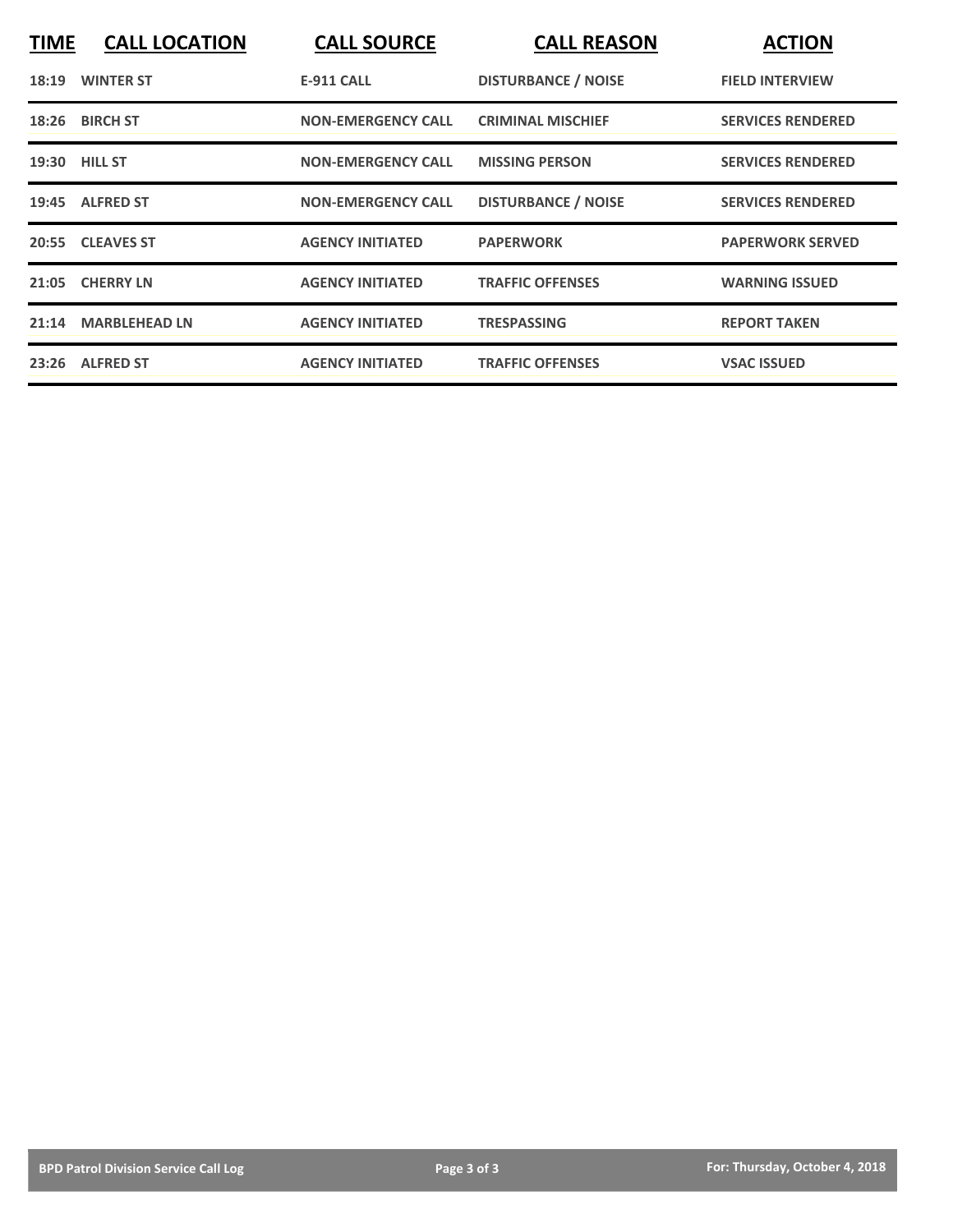| TIME | CALL LOCATION | CALL SOURCE | CALL REASON | ACTION |
|---|---|---|---|---|
| 18:19 | WINTER ST | E-911 CALL | DISTURBANCE / NOISE | FIELD INTERVIEW |
| 18:26 | BIRCH ST | NON-EMERGENCY CALL | CRIMINAL MISCHIEF | SERVICES RENDERED |
| 19:30 | HILL ST | NON-EMERGENCY CALL | MISSING PERSON | SERVICES RENDERED |
| 19:45 | ALFRED ST | NON-EMERGENCY CALL | DISTURBANCE / NOISE | SERVICES RENDERED |
| 20:55 | CLEAVES ST | AGENCY INITIATED | PAPERWORK | PAPERWORK SERVED |
| 21:05 | CHERRY LN | AGENCY INITIATED | TRAFFIC OFFENSES | WARNING ISSUED |
| 21:14 | MARBLEHEAD LN | AGENCY INITIATED | TRESPASSING | REPORT TAKEN |
| 23:26 | ALFRED ST | AGENCY INITIATED | TRAFFIC OFFENSES | VSAC ISSUED |